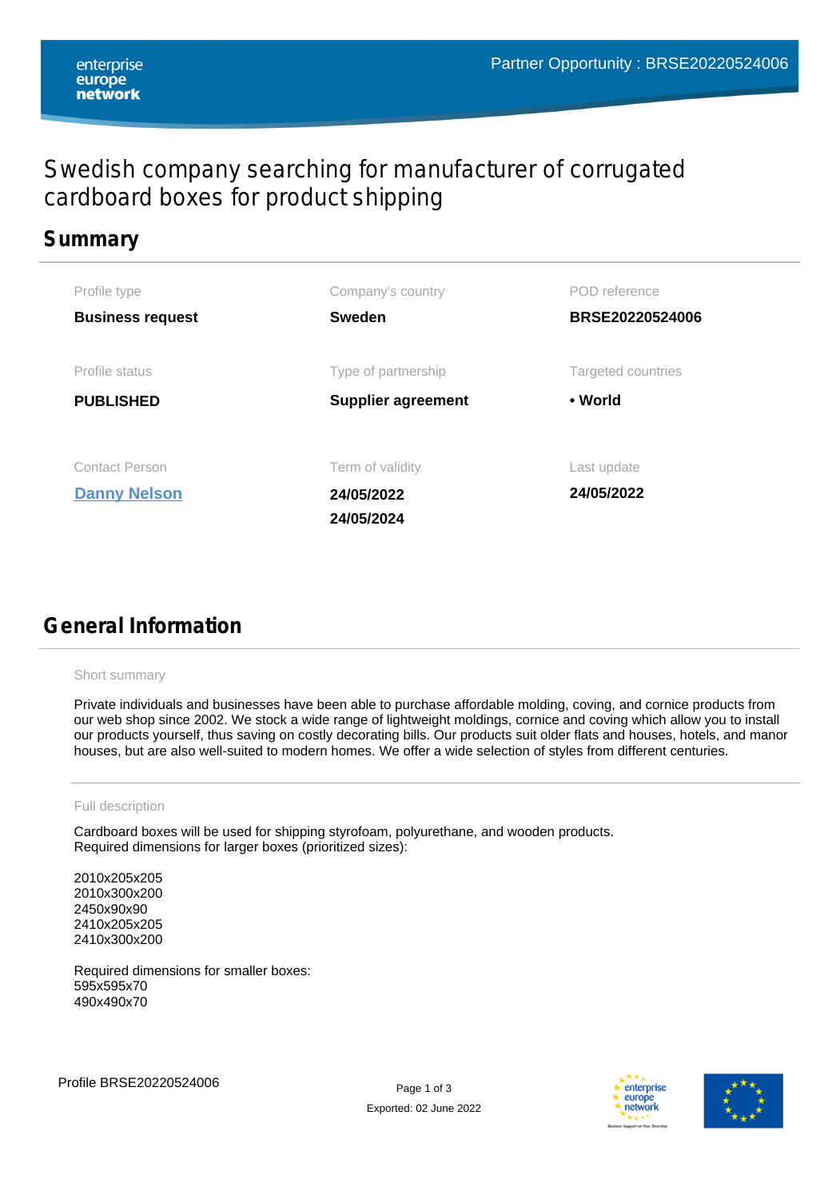Partner Opportunity : BRSE20220524006

# Swedish company searching for manufacturer of corrugated cardboard boxes for product shipping

## Summary

| Profile type | Company's country | POD reference |
|---|---|---|
| **Business request** | **Sweden** | **BRSE20220524006** |
| Profile status | Type of partnership | Targeted countries |
| **PUBLISHED** | **Supplier agreement** | **• World** |
| Contact Person | Term of validity | Last update |
| **Danny Nelson** | **24/05/2022** **24/05/2024** | **24/05/2022** |

## General Information

Short summary

Private individuals and businesses have been able to purchase affordable molding, coving, and cornice products from our web shop since 2002. We stock a wide range of lightweight moldings, cornice and coving which allow you to install our products yourself, thus saving on costly decorating bills. Our products suit older flats and houses, hotels, and manor houses, but are also well-suited to modern homes. We offer a wide selection of styles from different centuries.

Full description

Cardboard boxes will be used for shipping styrofoam, polyurethane, and wooden products.
Required dimensions for larger boxes (prioritized sizes):

2010x205x205
2010x300x200
2450x90x90
2410x205x205
2410x300x200

Required dimensions for smaller boxes:
595x595x70
490x490x70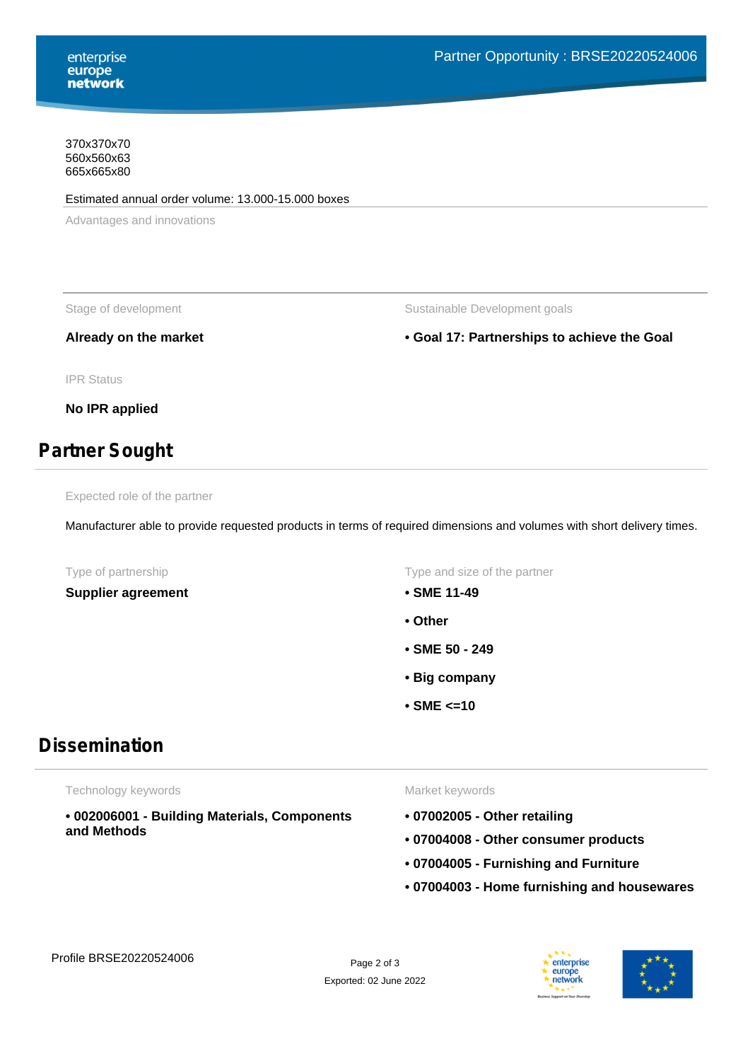370x370x70
560x560x63
665x665x80

Estimated annual order volume: 13.000-15.000 boxes

Advantages and innovations

Stage of development

**Already on the market**

Sustainable Development goals

- **Goal 17: Partnerships to achieve the Goal**

IPR Status

**No IPR applied**

## Partner Sought

Expected role of the partner

Manufacturer able to provide requested products in terms of required dimensions and volumes with short delivery times.

Type of partnership

**Supplier agreement**

Type and size of the partner

- **SME 11-49**
- **Other**
- **SME 50 - 249**
- **Big company**
- **SME <=10**

## Dissemination

Technology keywords

- **002006001 - Building Materials, Components and Methods**

Market keywords

- **07002005 - Other retailing**
- **07004008 - Other consumer products**
- **07004005 - Furnishing and Furniture**
- **07004003 - Home furnishing and housewares**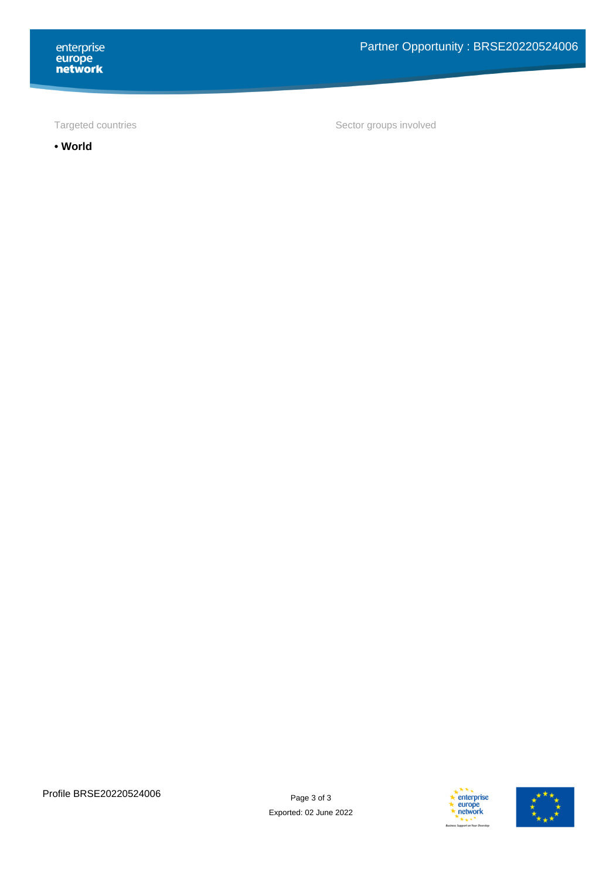Targeted countries

- **World**

Sector groups involved